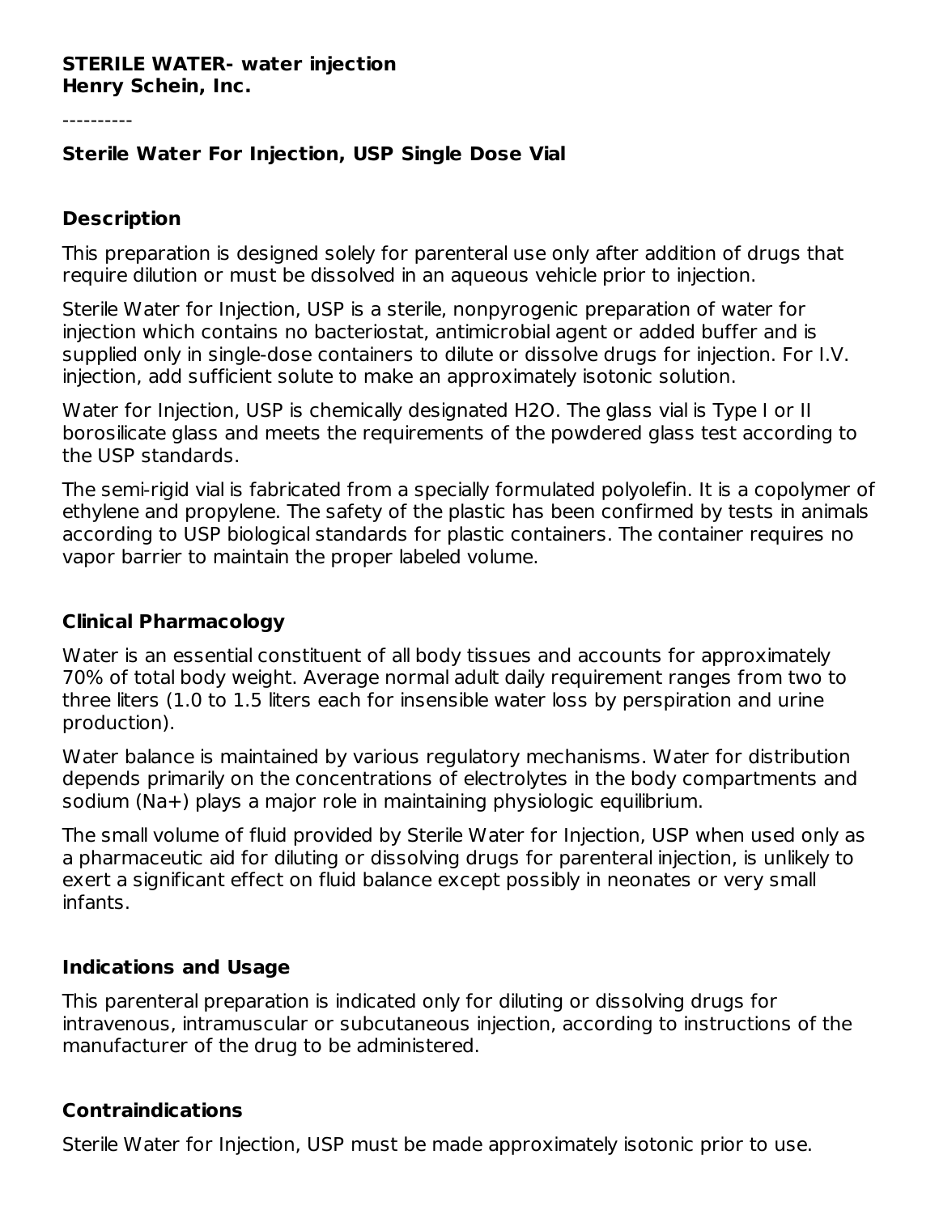**STERILE WATER- water injection**
**Henry Schein, Inc.**

----------

## Sterile Water For Injection, USP Single Dose Vial

### Description

This preparation is designed solely for parenteral use only after addition of drugs that require dilution or must be dissolved in an aqueous vehicle prior to injection.

Sterile Water for Injection, USP is a sterile, nonpyrogenic preparation of water for injection which contains no bacteriostat, antimicrobial agent or added buffer and is supplied only in single-dose containers to dilute or dissolve drugs for injection. For I.V. injection, add sufficient solute to make an approximately isotonic solution.

Water for Injection, USP is chemically designated H2O. The glass vial is Type I or II borosilicate glass and meets the requirements of the powdered glass test according to the USP standards.

The semi-rigid vial is fabricated from a specially formulated polyolefin. It is a copolymer of ethylene and propylene. The safety of the plastic has been confirmed by tests in animals according to USP biological standards for plastic containers. The container requires no vapor barrier to maintain the proper labeled volume.

### Clinical Pharmacology

Water is an essential constituent of all body tissues and accounts for approximately 70% of total body weight. Average normal adult daily requirement ranges from two to three liters (1.0 to 1.5 liters each for insensible water loss by perspiration and urine production).

Water balance is maintained by various regulatory mechanisms. Water for distribution depends primarily on the concentrations of electrolytes in the body compartments and sodium ($Na^+$) plays a major role in maintaining physiologic equilibrium.

The small volume of fluid provided by Sterile Water for Injection, USP when used only as a pharmaceutic aid for diluting or dissolving drugs for parenteral injection, is unlikely to exert a significant effect on fluid balance except possibly in neonates or very small infants.

### Indications and Usage

This parenteral preparation is indicated only for diluting or dissolving drugs for intravenous, intramuscular or subcutaneous injection, according to instructions of the manufacturer of the drug to be administered.

### Contraindications

Sterile Water for Injection, USP must be made approximately isotonic prior to use.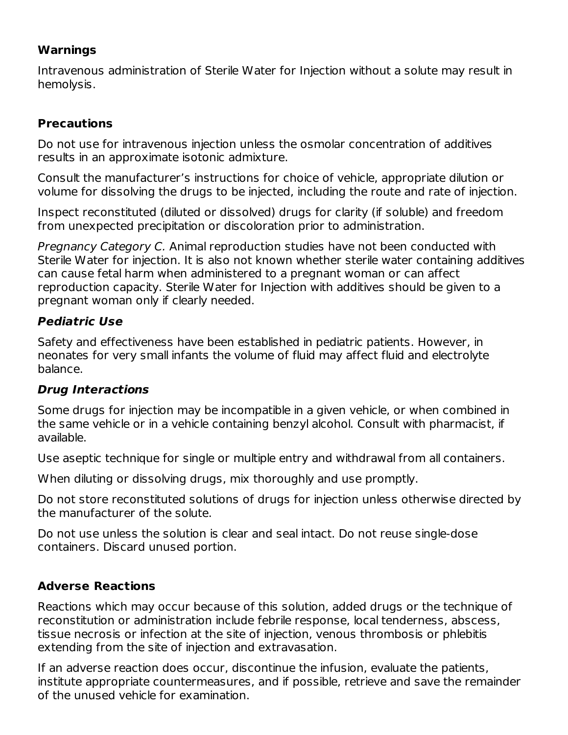## Warnings

Intravenous administration of Sterile Water for Injection without a solute may result in hemolysis.

## Precautions

Do not use for intravenous injection unless the osmolar concentration of additives results in an approximate isotonic admixture.

Consult the manufacturer's instructions for choice of vehicle, appropriate dilution or volume for dissolving the drugs to be injected, including the route and rate of injection.

Inspect reconstituted (diluted or dissolved) drugs for clarity (if soluble) and freedom from unexpected precipitation or discoloration prior to administration.

*Pregnancy Category C.* Animal reproduction studies have not been conducted with Sterile Water for injection. It is also not known whether sterile water containing additives can cause fetal harm when administered to a pregnant woman or can affect reproduction capacity. Sterile Water for Injection with additives should be given to a pregnant woman only if clearly needed.

### *Pediatric Use*

Safety and effectiveness have been established in pediatric patients. However, in neonates for very small infants the volume of fluid may affect fluid and electrolyte balance.

### *Drug Interactions*

Some drugs for injection may be incompatible in a given vehicle, or when combined in the same vehicle or in a vehicle containing benzyl alcohol. Consult with pharmacist, if available.

Use aseptic technique for single or multiple entry and withdrawal from all containers.

When diluting or dissolving drugs, mix thoroughly and use promptly.

Do not store reconstituted solutions of drugs for injection unless otherwise directed by the manufacturer of the solute.

Do not use unless the solution is clear and seal intact. Do not reuse single-dose containers. Discard unused portion.

## Adverse Reactions

Reactions which may occur because of this solution, added drugs or the technique of reconstitution or administration include febrile response, local tenderness, abscess, tissue necrosis or infection at the site of injection, venous thrombosis or phlebitis extending from the site of injection and extravasation.

If an adverse reaction does occur, discontinue the infusion, evaluate the patients, institute appropriate countermeasures, and if possible, retrieve and save the remainder of the unused vehicle for examination.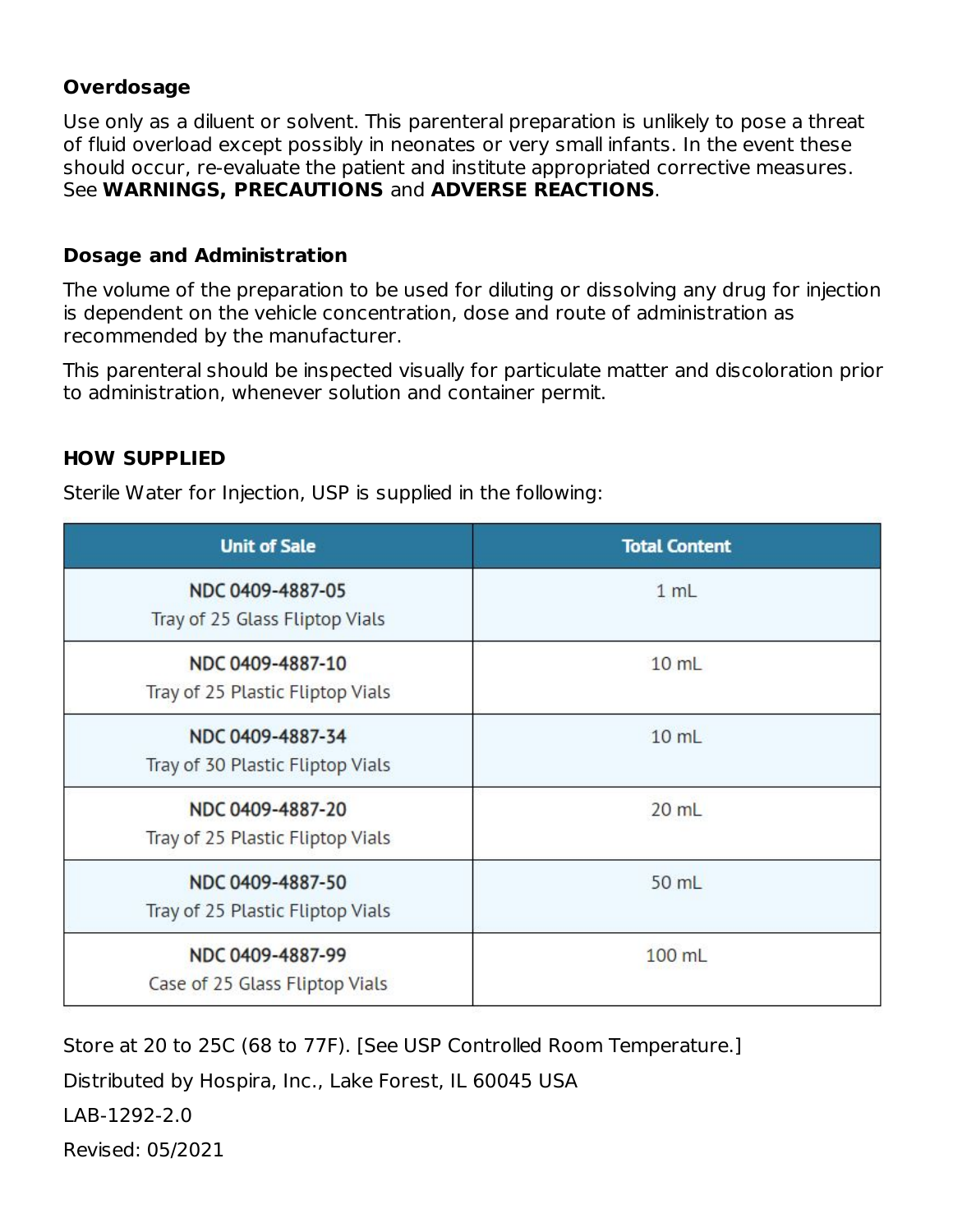## Overdosage

Use only as a diluent or solvent. This parenteral preparation is unlikely to pose a threat of fluid overload except possibly in neonates or very small infants. In the event these should occur, re-evaluate the patient and institute appropriated corrective measures. See **WARNINGS, PRECAUTIONS** and **ADVERSE REACTIONS**.

## Dosage and Administration

The volume of the preparation to be used for diluting or dissolving any drug for injection is dependent on the vehicle concentration, dose and route of administration as recommended by the manufacturer.

This parenteral should be inspected visually for particulate matter and discoloration prior to administration, whenever solution and container permit.

## HOW SUPPLIED

Sterile Water for Injection, USP is supplied in the following:

| Unit of Sale | Total Content |
| --- | --- |
| NDC 0409-4887-05<br>Tray of 25 Glass Fliptop Vials | 1 mL |
| NDC 0409-4887-10<br>Tray of 25 Plastic Fliptop Vials | 10 mL |
| NDC 0409-4887-34<br>Tray of 30 Plastic Fliptop Vials | 10 mL |
| NDC 0409-4887-20<br>Tray of 25 Plastic Fliptop Vials | 20 mL |
| NDC 0409-4887-50<br>Tray of 25 Plastic Fliptop Vials | 50 mL |
| NDC 0409-4887-99<br>Case of 25 Glass Fliptop Vials | 100 mL |

Store at 20 to 25C (68 to 77F). [See USP Controlled Room Temperature.]

Distributed by Hospira, Inc., Lake Forest, IL 60045 USA

LAB-1292-2.0

Revised: 05/2021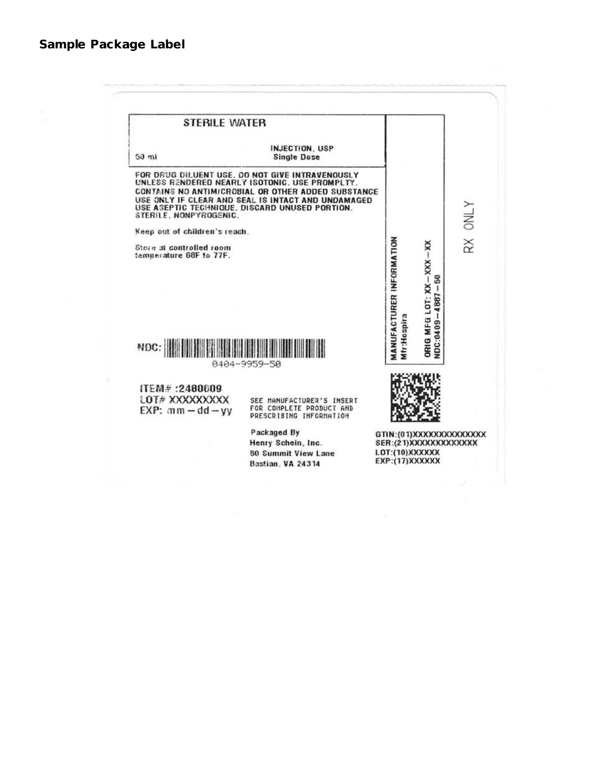## Sample Package Label

**STERILE WATER**

50 ml

INJECTION, USP
Single Dose

FOR DRUG DILUENT USE. DO NOT GIVE INTRAVENOUSLY UNLESS RENDERED NEARLY ISOTONIC. USE PROMPLTY. CONTAINS NO ANTIMICROBIAL OR OTHER ADDED SUBSTANCE USE ONLY IF CLEAR AND SEAL IS INTACT AND UNDAMAGED USE ASEPTIC TECHNIQUE. DISCARD UNUSED PORTION. STERILE, NONPYROGENIC.

Keep out of children's reach.

Store at controlled room temperature 68F to 77F.

NDC: 0404-9959-50

ITEM# :2480609
LOT# XXXXXXXXX
EXP: mm – dd – yy

SEE MANUFACTURER'S INSERT FOR COMPLETE PRODUCT AND PRESCRIBING INFORMATION

Packaged By
Henry Schein, Inc.
80 Summit View Lane
Bastian, VA 24314

MANUFACTURER INFORMATION
Mfr:Hospira

ORIG MFG LOT: XX – XXX – XX
NDC:0409-4887-50

RX ONLY

GTIN:(01)XXXXXXXXXXXXXX
SER:(21)XXXXXXXXXXXXX
LOT:(10)XXXXXX
EXP:(17)XXXXXX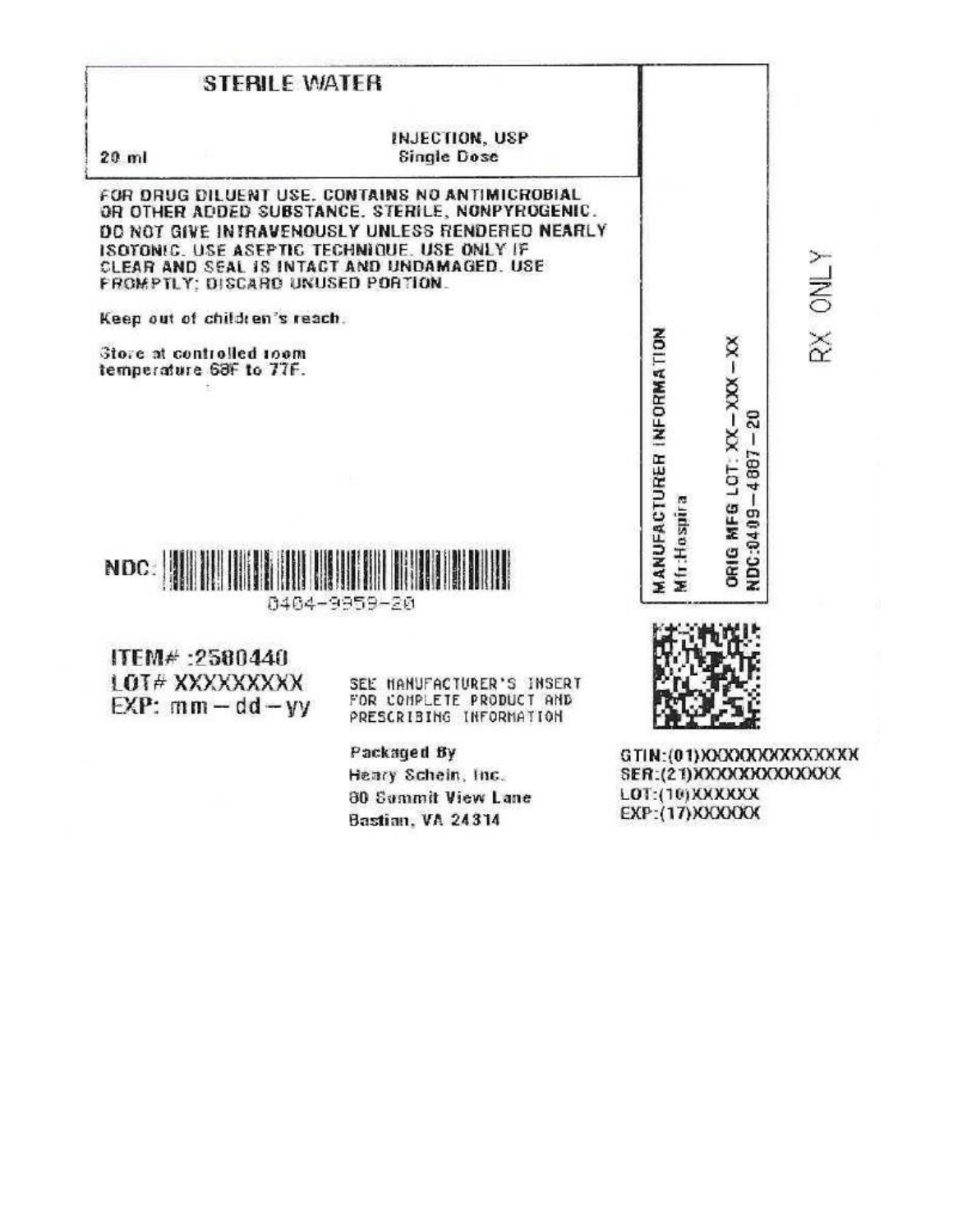# STERILE WATER

20 ml

INJECTION, USP
Single Dose

FOR DRUG DILUENT USE. CONTAINS NO ANTIMICROBIAL OR OTHER ADDED SUBSTANCE. STERILE, NONPYROGENIC. DO NOT GIVE INTRAVENOUSLY UNLESS RENDERED NEARLY ISOTONIC. USE ASEPTIC TECHNIQUE. USE ONLY IF CLEAR AND SEAL IS INTACT AND UNDAMAGED. USE PROMPTLY; DISCARD UNUSED PORTION.

Keep out of children's reach.

Store at controlled room temperature 68F to 77F.

MANUFACTURER INFORMATION
Mfr:Hospira

ORIG MFG LOT: XX-XXX-XX
NDC:0409-4887-20

RX ONLY

NDC: 0404-9959-20

ITEM# :2580440
LOT# XXXXXXXXX
EXP: mm-dd-yy

SEE MANUFACTURER'S INSERT FOR COMPLETE PRODUCT AND PRESCRIBING INFORMATION

Packaged By
Henry Schein, Inc.
80 Summit View Lane
Bastian, VA 24314

GTIN:(01)XXXXXXXXXXXXXX
SER:(21)XXXXXXXXXXXXX
LOT:(10)XXXXXX
EXP:(17)XXXXXX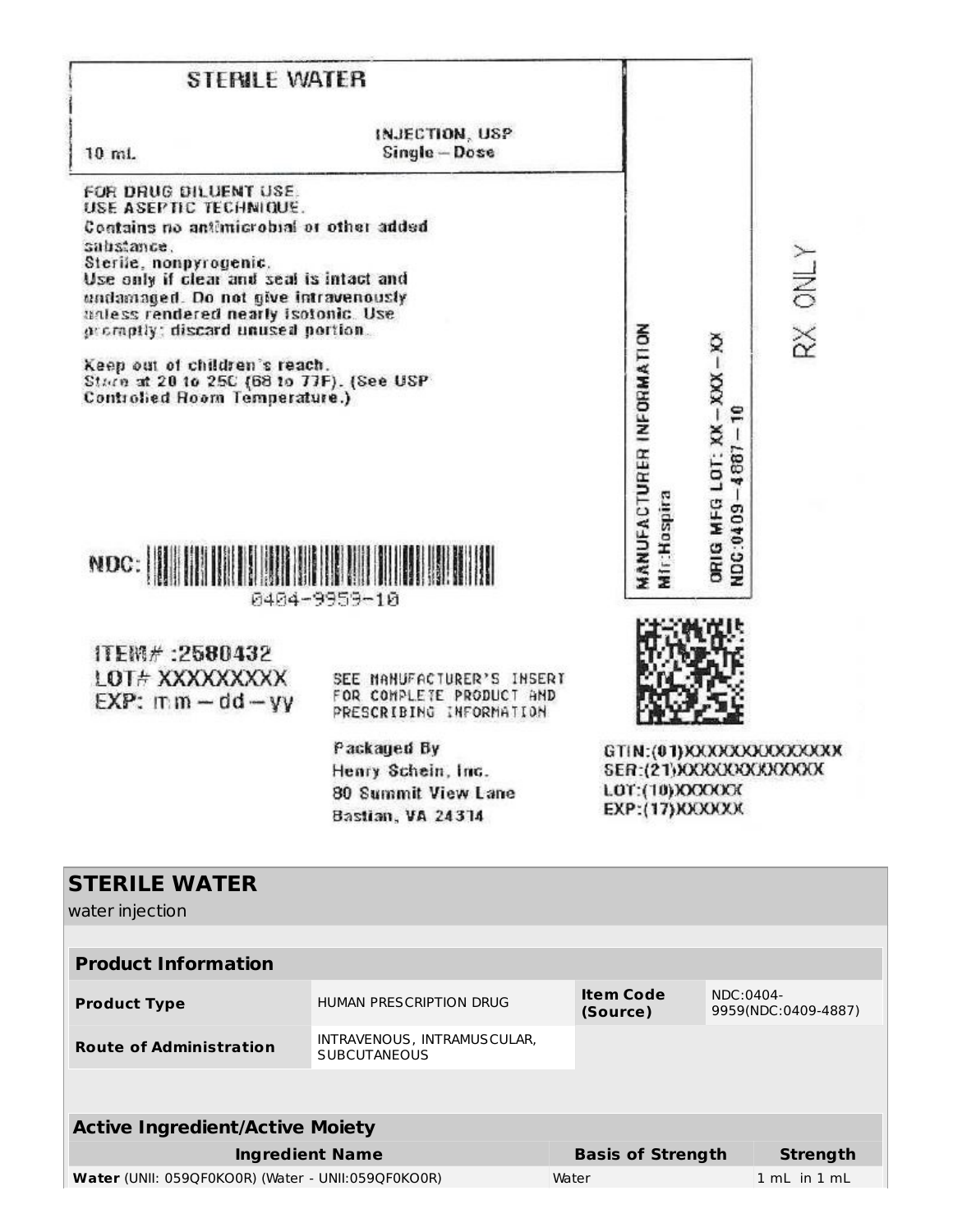STERILE WATER

10 mL

INJECTION, USP
Single – Dose

FOR DRUG DILUENT USE.
USE ASEPTIC TECHNIQUE.
Contains no antimicrobial or other added substance.
Sterile, nonpyrogenic.
Use only if clear and seal is intact and undamaged. Do not give intravenously unless rendered nearly isotonic. Use promptly; discard unused portion.

Keep out of children's reach.
Store at 20 to 25C (68 to 77F). (See USP Controlled Room Temperature.)

MANUFACTURER INFORMATION
Mfr:Hospira

ORIG MFG LOT: XX – XXX – XX
NDC:0409 – 4887 – 10

RX ONLY

NDC:
0404-9959-10

ITEM# :2580432
LOT# XXXXXXXXX
EXP: mm – dd – yy

SEE MANUFACTURER'S INSERT FOR COMPLETE PRODUCT AND PRESCRIBING INFORMATION

Packaged By
Henry Schein, Inc.
80 Summit View Lane
Bastian, VA 24314

GTIN:(01)XXXXXXXXXXXXXX
SER:(21)XXXXXXXXXXXXX
LOT:(10)XXXXXX
EXP:(17)XXXXXX

## STERILE WATER

water injection

| Product Information | | | |
|---|---|---|---|
| **Product Type** | HUMAN PRESCRIPTION DRUG | **Item Code (Source)** | NDC:0404-9959(NDC:0409-4887) |
| **Route of Administration** | INTRAVENOUS, INTRAMUSCULAR, SUBCUTANEOUS | | |

| Active Ingredient/Active Moiety | | |
|---|---|---|
| **Ingredient Name** | **Basis of Strength** | **Strength** |
| **Water** (UNII: 059QF0KO0R) (Water - UNII:059QF0KO0R) | Water | 1 mL in 1 mL |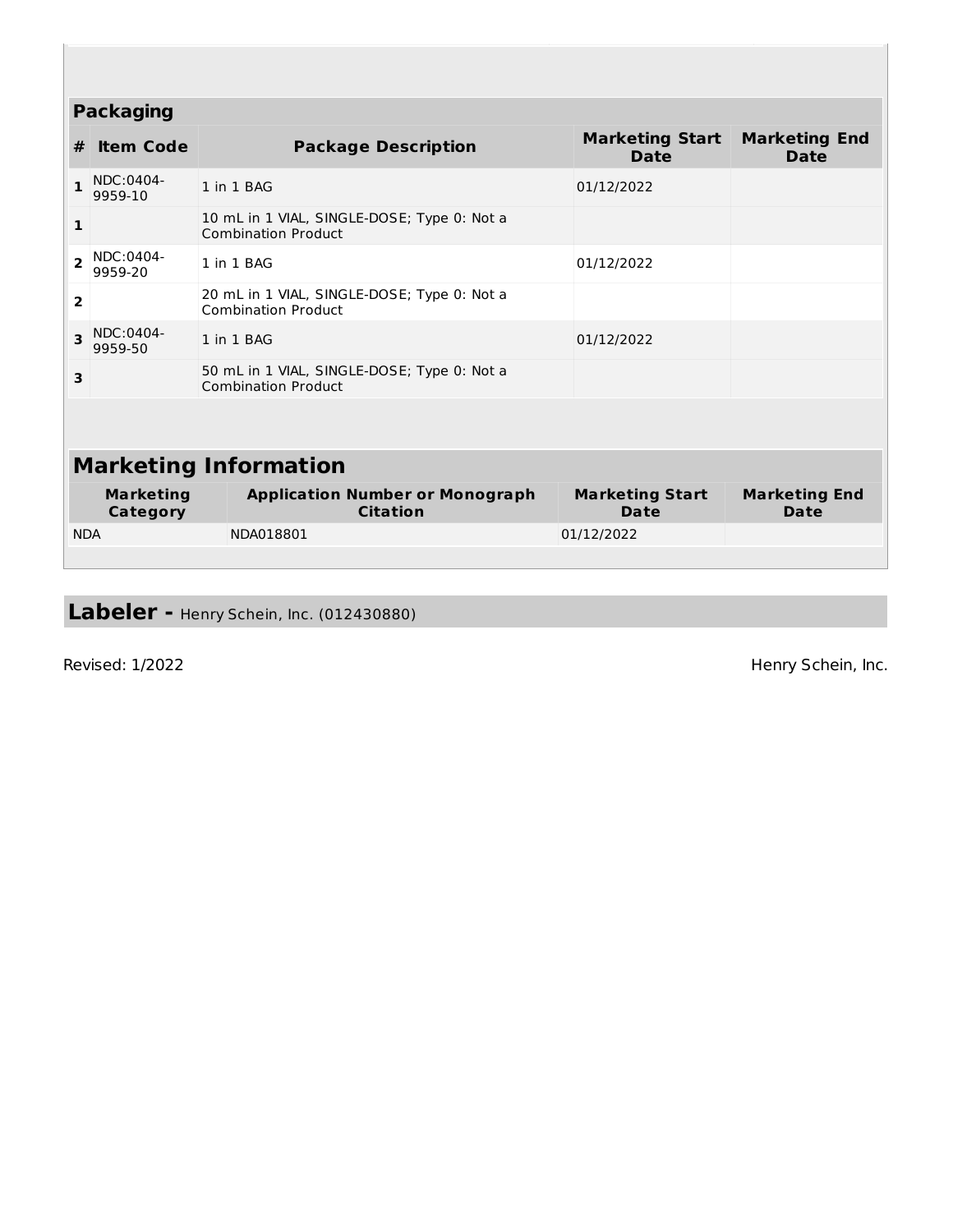## Packaging

| # | Item Code | Package Description | Marketing Start Date | Marketing End Date |
|---|---|---|---|---|
| 1 | NDC:0404-9959-10 | 1 in 1 BAG | 01/12/2022 | |
| 1 | | 10 mL in 1 VIAL, SINGLE-DOSE; Type 0: Not a Combination Product | | |
| 2 | NDC:0404-9959-20 | 1 in 1 BAG | 01/12/2022 | |
| 2 | | 20 mL in 1 VIAL, SINGLE-DOSE; Type 0: Not a Combination Product | | |
| 3 | NDC:0404-9959-50 | 1 in 1 BAG | 01/12/2022 | |
| 3 | | 50 mL in 1 VIAL, SINGLE-DOSE; Type 0: Not a Combination Product | | |

## Marketing Information

| Marketing Category | Application Number or Monograph Citation | Marketing Start Date | Marketing End Date |
|---|---|---|---|
| NDA | NDA018801 | 01/12/2022 | |

## Labeler - Henry Schein, Inc. (012430880)

Revised: 1/2022

Henry Schein, Inc.